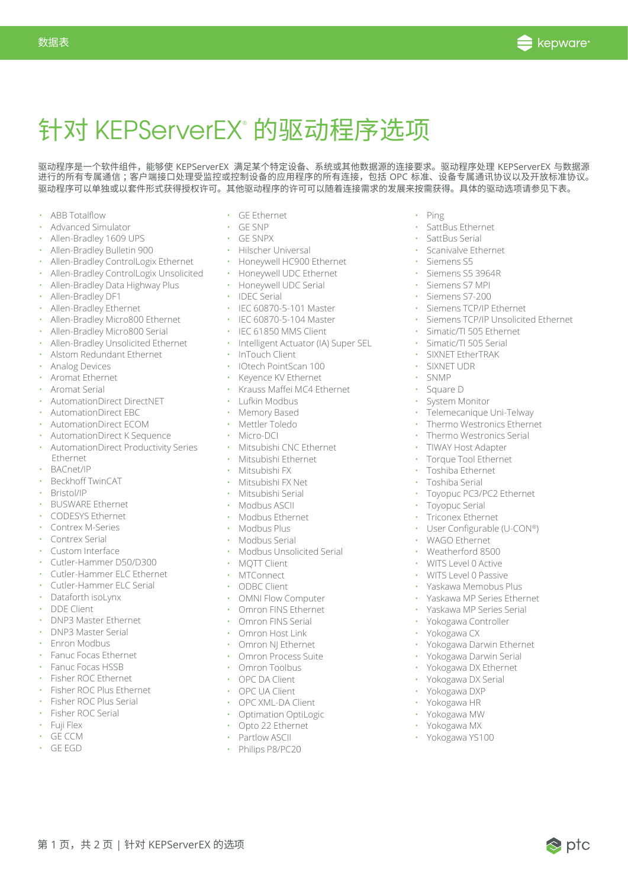数据表

# 针对 KEPServerEX® 的驱动程序选项

驱动程序是一个软件组件，能够使 KEPServerEX 满足某个特定设备、系统或其他数据源的连接要求。驱动程序处理 KEPServerEX 与数据源进行的所有专属通信；客户端接口处理受监控或控制设备的应用程序的所有连接，包括 OPC 标准、设备专属通讯协议以及开放标准协议。驱动程序可以单独或以套件形式获得授权许可。其他驱动程序的许可可以随着连接需求的发展来按需获得。具体的驱动选项请参见下表。

- ABB Totalflow
- Advanced Simulator
- Allen-Bradley 1609 UPS
- Allen-Bradley Bulletin 900
- Allen-Bradley ControlLogix Ethernet
- Allen-Bradley ControlLogix Unsolicited
- Allen-Bradley Data Highway Plus
- Allen-Bradley DF1
- Allen-Bradley Ethernet
- Allen-Bradley Micro800 Ethernet
- Allen-Bradley Micro800 Serial
- Allen-Bradley Unsolicited Ethernet
- Alstom Redundant Ethernet
- Analog Devices
- Aromat Ethernet
- Aromat Serial
- AutomationDirect DirectNET
- AutomationDirect EBC
- AutomationDirect ECOM
- AutomationDirect K Sequence
- AutomationDirect Productivity Series Ethernet
- BACnet/IP
- Beckhoff TwinCAT
- Bristol/IP
- BUSWARE Ethernet
- CODESYS Ethernet
- Contrex M-Series
- Contrex Serial
- Custom Interface
- Cutler-Hammer D50/D300
- Cutler-Hammer ELC Ethernet
- Cutler-Hammer ELC Serial
- Dataforth isoLynx
- DDE Client
- DNP3 Master Ethernet
- DNP3 Master Serial
- Enron Modbus
- Fanuc Focas Ethernet
- Fanuc Focas HSSB
- Fisher ROC Ethernet
- Fisher ROC Plus Ethernet
- Fisher ROC Plus Serial
- Fisher ROC Serial
- Fuji Flex
- GE CCM
- GE EGD
- GE Ethernet
- GE SNP
- GE SNPX
- Hilscher Universal
- Honeywell HC900 Ethernet
- Honeywell UDC Ethernet
- Honeywell UDC Serial
- IDEC Serial
- IEC 60870-5-101 Master
- IEC 60870-5-104 Master
- IEC 61850 MMS Client
- Intelligent Actuator (IA) Super SEL
- InTouch Client
- IOtech PointScan 100
- Keyence KV Ethernet
- Krauss Maffei MC4 Ethernet
- Lufkin Modbus
- Memory Based
- Mettler Toledo
- Micro-DCI
- Mitsubishi CNC Ethernet
- Mitsubishi Ethernet
- Mitsubishi FX
- Mitsubishi FX Net
- Mitsubishi Serial
- Modbus ASCII
- Modbus Ethernet
- Modbus Plus
- Modbus Serial
- Modbus Unsolicited Serial
- MQTT Client
- MTConnect
- ODBC Client
- OMNI Flow Computer
- Omron FINS Ethernet
- Omron FINS Serial
- Omron Host Link
- Omron NJ Ethernet
- Omron Process Suite
- Omron Toolbus
- OPC DA Client
- OPC UA Client
- OPC XML-DA Client
- Optimation OptiLogic
- Opto 22 Ethernet
- Partlow ASCII
- Philips P8/PC20
- Ping
- SattBus Ethernet
- SattBus Serial
- Scanivalve Ethernet
- Siemens S5
- Siemens S5 3964R
- Siemens S7 MPI
- Siemens S7-200
- Siemens TCP/IP Ethernet
- Siemens TCP/IP Unsolicited Ethernet
- Simatic/TI 505 Ethernet
- Simatic/TI 505 Serial
- SIXNET EtherTRAK
- SIXNET UDR
- SNMP
- Square D
- System Monitor
- Telemecanique Uni-Telway
- Thermo Westronics Ethernet
- Thermo Westronics Serial
- TIWAY Host Adapter
- Torque Tool Ethernet
- Toshiba Ethernet
- Toshiba Serial
- Toyopuc PC3/PC2 Ethernet
- Toyopuc Serial
- Triconex Ethernet
- User Configurable (U-CON®)
- WAGO Ethernet
- Weatherford 8500
- WITS Level 0 Active
- WITS Level 0 Passive
- Yaskawa Memobus Plus
- Yaskawa MP Series Ethernet
- Yaskawa MP Series Serial
- Yokogawa Controller
- Yokogawa CX
- Yokogawa Darwin Ethernet
- Yokogawa Darwin Serial
- Yokogawa DX Ethernet
- Yokogawa DX Serial
- Yokogawa DXP
- Yokogawa HR
- Yokogawa MW
- Yokogawa MX
- Yokogawa YS100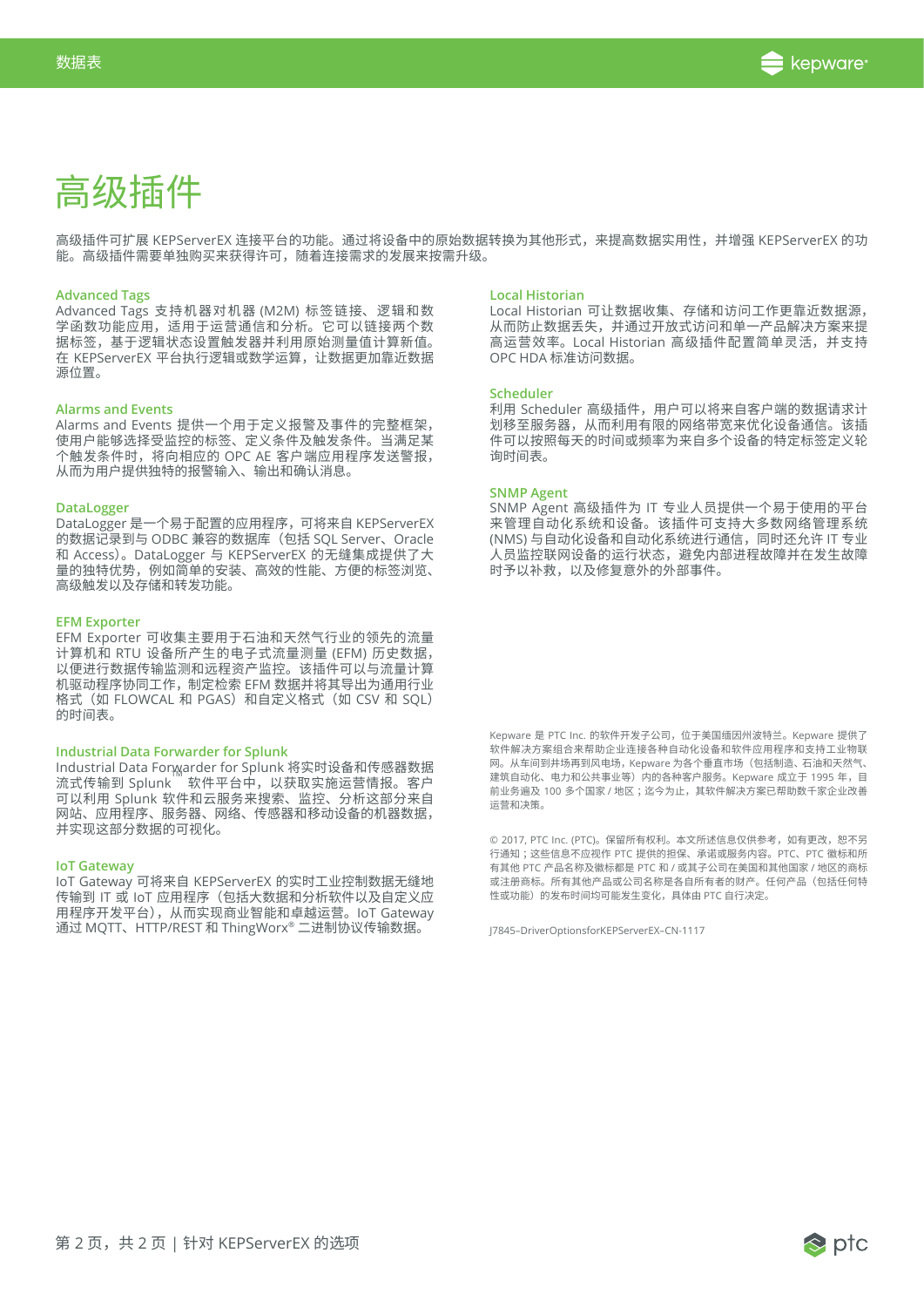# 高级插件

高级插件可扩展 KEPServerEX 连接平台的功能。通过将设备中的原始数据转换为其他形式，来提高数据实用性，并增强 KEPServerEX 的功能。高级插件需要单独购买来获得许可，随着连接需求的发展来按需升级。

### Advanced Tags

Advanced Tags 支持机器对机器 (M2M) 标签链接、逻辑和数学函数功能应用，适用于运营通信和分析。它可以链接两个数据标签，基于逻辑状态设置触发器并利用原始测量值计算新值。在 KEPServerEX 平台执行逻辑或数学运算，让数据更加靠近数据源位置。

### Alarms and Events

Alarms and Events 提供一个用于定义报警及事件的完整框架，使用户能够选择受监控的标签、定义条件及触发条件。当满足某个触发条件时，将向相应的 OPC AE 客户端应用程序发送警报，从而为用户提供独特的报警输入、输出和确认消息。

### DataLogger

DataLogger 是一个易于配置的应用程序，可将来自 KEPServerEX 的数据记录到与 ODBC 兼容的数据库（包括 SQL Server、Oracle 和 Access）。DataLogger 与 KEPServerEX 的无缝集成提供了大量的独特优势，例如简单的安装、高效的性能、方便的标签浏览、高级触发以及存储和转发功能。

### EFM Exporter

EFM Exporter 可收集主要用于石油和天然气行业的领先的流量计算机和 RTU 设备所产生的电子式流量测量 (EFM) 历史数据，以便进行数据传输监测和远程资产监控。该插件可以与流量计算机驱动程序协同工作，制定检索 EFM 数据并将其导出为通用行业格式（如 FLOWCAL 和 PGAS）和自定义格式（如 CSV 和 SQL）的时间表。

### Industrial Data Forwarder for Splunk

Industrial Data Forwarder for Splunk 将实时设备和传感器数据流式传输到 Splunk™ 软件平台中，以获取实施运营情报。客户可以利用 Splunk 软件和云服务来搜索、监控、分析这部分来自网站、应用程序、服务器、网络、传感器和移动设备的机器数据，并实现这部分数据的可视化。

### IoT Gateway

IoT Gateway 可将来自 KEPServerEX 的实时工业控制数据无缝地传输到 IT 或 IoT 应用程序（包括大数据和分析软件以及自定义应用程序开发平台），从而实现商业智能和卓越运营。IoT Gateway 通过 MQTT、HTTP/REST 和 ThingWorx® 二进制协议传输数据。

### Local Historian

Local Historian 可让数据收集、存储和访问工作更靠近数据源，从而防止数据丢失，并通过开放式访问和单一产品解决方案来提高运营效率。Local Historian 高级插件配置简单灵活，并支持 OPC HDA 标准访问数据。

### Scheduler

利用 Scheduler 高级插件，用户可以将来自客户端的数据请求计划移至服务器，从而利用有限的网络带宽来优化设备通信。该插件可以按照每天的时间或频率为来自多个设备的特定标签定义轮询时间表。

### SNMP Agent

SNMP Agent 高级插件为 IT 专业人员提供一个易于使用的平台来管理自动化系统和设备。该插件可支持大多数网络管理系统 (NMS) 与自动化设备和自动化系统进行通信，同时还允许 IT 专业人员监控联网设备的运行状态，避免内部进程故障并在发生故障时予以补救，以及修复意外的外部事件。

Kepware 是 PTC Inc. 的软件开发子公司，位于美国缅因州波特兰。Kepware 提供了软件解决方案组合来帮助企业连接各种自动化设备和软件应用程序和支持工业物联网。从车间到井场再到风电场，Kepware 为各个垂直市场（包括制造、石油和天然气、建筑自动化、电力和公共事业等）内的各种客户服务。Kepware 成立于 1995 年，目前业务遍及 100 多个国家 / 地区；迄今为止，其软件解决方案已帮助数千家企业改善运营和决策。

© 2017, PTC Inc. (PTC)。保留所有权利。本文所述信息仅供参考，如有更改，恕不另行通知；这些信息不应视作 PTC 提供的担保、承诺或服务内容。PTC、PTC 徽标和所有其他 PTC 产品名称及徽标都是 PTC 和 / 或其子公司在美国和其他国家 / 地区的商标或注册商标。所有其他产品或公司名称是各自所有者的财产。任何产品（包括任何特性或功能）的发布时间均可能发生变化，具体由 PTC 自行决定。

J7845–DriverOptionsforKEPServerEX–CN-1117